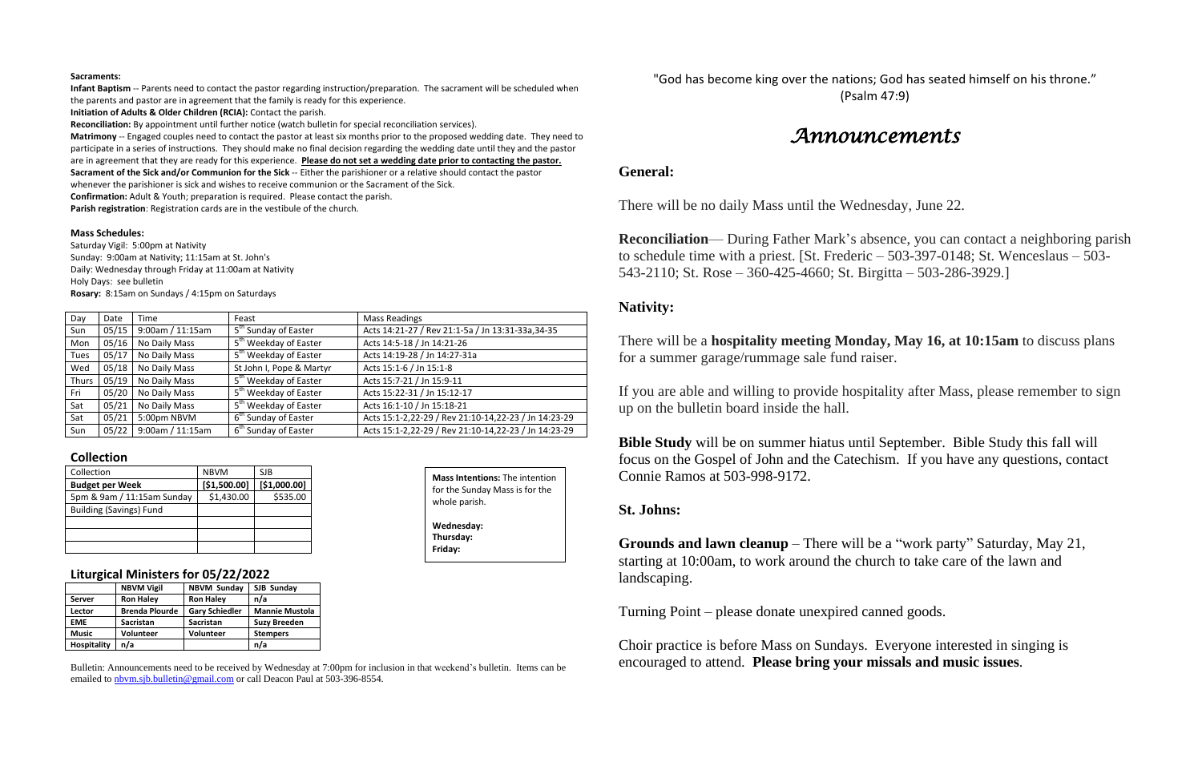**Sacraments:**

**Infant Baptism** -- Parents need to contact the pastor regarding instruction/preparation. The sacrament will be scheduled when the parents and pastor are in agreement that the family is ready for this experience.

**Initiation of Adults & Older Children (RCIA):** Contact the parish.

**Reconciliation:** By appointment until further notice (watch bulletin for special reconciliation services).

**Matrimony** -- Engaged couples need to contact the pastor at least six months prior to the proposed wedding date. They need to participate in a series of instructions. They should make no final decision regarding the wedding date until they and the pastor are in agreement that they are ready for this experience. **Please do not set a wedding date prior to contacting the pastor.**

**Sacrament of the Sick and/or Communion for the Sick** -- Either the parishioner or a relative should contact the pastor whenever the parishioner is sick and wishes to receive communion or the Sacrament of the Sick.

**Confirmation:** Adult & Youth; preparation is required. Please contact the parish.

**Parish registration**: Registration cards are in the vestibule of the church.

**Mass Schedules:**

Saturday Vigil: 5:00pm at Nativity
Sunday: 9:00am at Nativity; 11:15am at St. John's
Daily: Wednesday through Friday at 11:00am at Nativity
Holy Days: see bulletin
**Rosary:** 8:15am on Sundays / 4:15pm on Saturdays

| Day | Date | Time | Feast | Mass Readings |
|---|---|---|---|---|
| Sun | 05/15 | 9:00am / 11:15am | 5th Sunday of Easter | Acts 14:21-27 / Rev 21:1-5a / Jn 13:31-33a,34-35 |
| Mon | 05/16 | No Daily Mass | 5th Weekday of Easter | Acts 14:5-18 / Jn 14:21-26 |
| Tues | 05/17 | No Daily Mass | 5th Weekday of Easter | Acts 14:19-28 / Jn 14:27-31a |
| Wed | 05/18 | No Daily Mass | St John I, Pope & Martyr | Acts 15:1-6 / Jn 15:1-8 |
| Thurs | 05/19 | No Daily Mass | 5th Weekday of Easter | Acts 15:7-21 / Jn 15:9-11 |
| Fri | 05/20 | No Daily Mass | 5th Weekday of Easter | Acts 15:22-31 / Jn 15:12-17 |
| Sat | 05/21 | No Daily Mass | 5th Weekday of Easter | Acts 16:1-10 / Jn 15:18-21 |
| Sat | 05/21 | 5:00pm NBVM | 6th Sunday of Easter | Acts 15:1-2,22-29 / Rev 21:10-14,22-23 / Jn 14:23-29 |
| Sun | 05/22 | 9:00am / 11:15am | 6th Sunday of Easter | Acts 15:1-2,22-29 / Rev 21:10-14,22-23 / Jn 14:23-29 |

**Collection**

| Collection | NBVM | SJB |
|---|---|---|
| **Budget per Week** | **[$1,500.00]** | **[$1,000.00]** |
| 5pm & 9am / 11:15am Sunday | $1,430.00 | $535.00 |
| Building (Savings) Fund | | |
| | | |
| | | |
| | | |

**Mass Intentions:** The intention for the Sunday Mass is for the whole parish.

**Wednesday:**
**Thursday:**
**Friday:**

**Liturgical Ministers for 05/22/2022**

| | NBVM Vigil | NBVM Sunday | SJB Sunday |
|---|---|---|---|
| Server | Ron Haley | Ron Haley | n/a |
| Lector | Brenda Plourde | Gary Schiedler | Mannie Mustola |
| EME | Sacristan | Sacristan | Suzy Breeden |
| Music | Volunteer | Volunteer | Stempers |
| Hospitality | n/a | | n/a |

Bulletin: Announcements need to be received by Wednesday at 7:00pm for inclusion in that weekend's bulletin. Items can be emailed to nbvm.sjb.bulletin@gmail.com or call Deacon Paul at 503-396-8554.

"God has become king over the nations; God has seated himself on his throne." (Psalm 47:9)

# *Announcements*

## General:

There will be no daily Mass until the Wednesday, June 22.

**Reconciliation**— During Father Mark's absence, you can contact a neighboring parish to schedule time with a priest. [St. Frederic – 503-397-0148; St. Wenceslaus – 503-543-2110; St. Rose – 360-425-4660; St. Birgitta – 503-286-3929.]

## Nativity:

There will be a **hospitality meeting Monday, May 16, at 10:15am** to discuss plans for a summer garage/rummage sale fund raiser.

If you are able and willing to provide hospitality after Mass, please remember to sign up on the bulletin board inside the hall.

**Bible Study** will be on summer hiatus until September. Bible Study this fall will focus on the Gospel of John and the Catechism. If you have any questions, contact Connie Ramos at 503-998-9172.

## St. Johns:

**Grounds and lawn cleanup** – There will be a "work party" Saturday, May 21, starting at 10:00am, to work around the church to take care of the lawn and landscaping.

Turning Point – please donate unexpired canned goods.

Choir practice is before Mass on Sundays. Everyone interested in singing is encouraged to attend. **Please bring your missals and music issues**.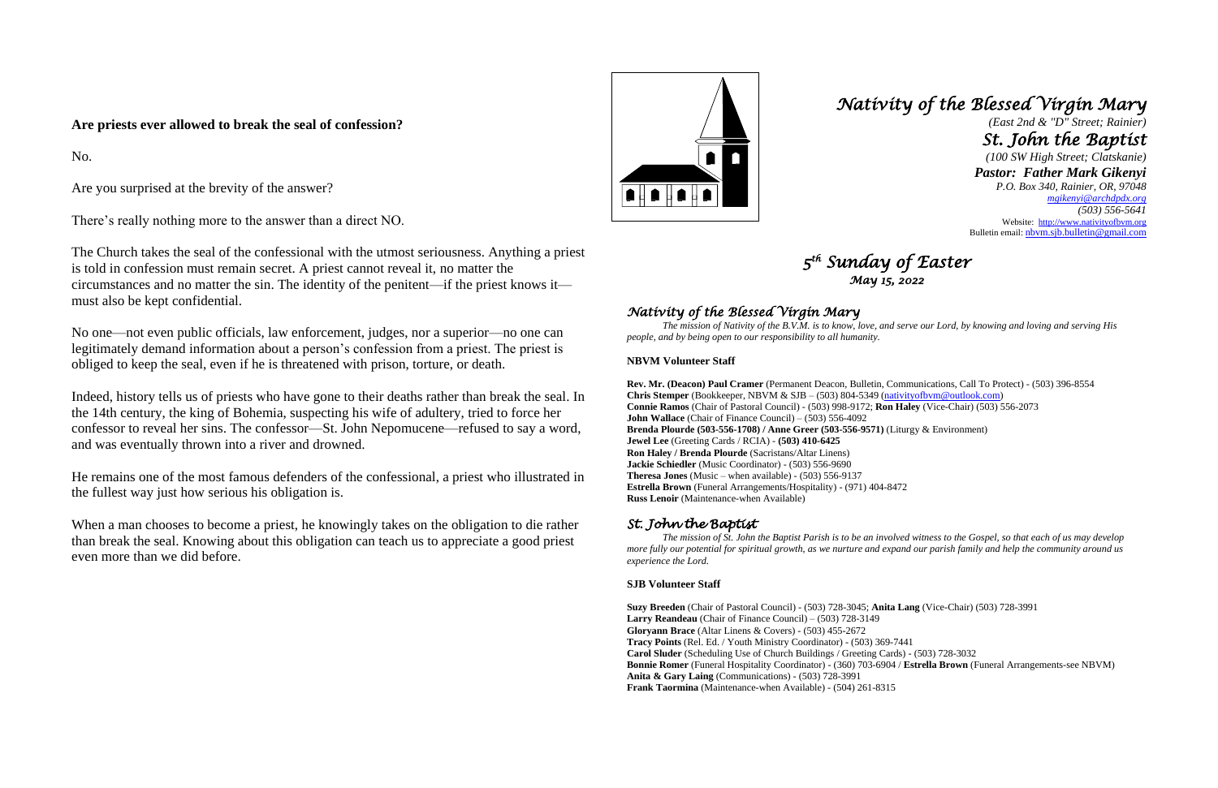**Are priests ever allowed to break the seal of confession?**

No.

Are you surprised at the brevity of the answer?

There's really nothing more to the answer than a direct NO.

The Church takes the seal of the confessional with the utmost seriousness. Anything a priest is told in confession must remain secret. A priest cannot reveal it, no matter the circumstances and no matter the sin. The identity of the penitent—if the priest knows it—must also be kept confidential.

No one—not even public officials, law enforcement, judges, nor a superior—no one can legitimately demand information about a person's confession from a priest. The priest is obliged to keep the seal, even if he is threatened with prison, torture, or death.

Indeed, history tells us of priests who have gone to their deaths rather than break the seal. In the 14th century, the king of Bohemia, suspecting his wife of adultery, tried to force her confessor to reveal her sins. The confessor—St. John Nepomucene—refused to say a word, and was eventually thrown into a river and drowned.

He remains one of the most famous defenders of the confessional, a priest who illustrated in the fullest way just how serious his obligation is.

When a man chooses to become a priest, he knowingly takes on the obligation to die rather than break the seal. Knowing about this obligation can teach us to appreciate a good priest even more than we did before.

# *Nativity of the Blessed Virgin Mary*

*(East 2nd & "D" Street; Rainier)*

## *St. John the Baptist*

*(100 SW High Street; Clatskanie)*

***Pastor: Father Mark Gikenyi***

*P.O. Box 340, Rainier, OR, 97048*

*mgikenyi@archdpdx.org*

*(503) 556-5641*

Website: http://www.nativityofbvm.org

Bulletin email: nbvm.sjb.bulletin@gmail.com

## *5th Sunday of Easter*

*May 15, 2022*

## *Nativity of the Blessed Virgin Mary*

*The mission of Nativity of the B.V.M. is to know, love, and serve our Lord, by knowing and loving and serving His people, and by being open to our responsibility to all humanity.*

**NBVM Volunteer Staff**

**Rev. Mr. (Deacon) Paul Cramer** (Permanent Deacon, Bulletin, Communications, Call To Protect) - (503) 396-8554
**Chris Stemper** (Bookkeeper, NBVM & SJB – (503) 804-5349 (nativityofbvm@outlook.com)
**Connie Ramos** (Chair of Pastoral Council) - (503) 998-9172; **Ron Haley** (Vice-Chair) (503) 556-2073
**John Wallace** (Chair of Finance Council) – (503) 556-4092
**Brenda Plourde (503-556-1708) / Anne Greer (503-556-9571)** (Liturgy & Environment)
**Jewel Lee** (Greeting Cards / RCIA) - **(503) 410-6425**
**Ron Haley / Brenda Plourde** (Sacristans/Altar Linens)
**Jackie Schiedler** (Music Coordinator) - (503) 556-9690
**Theresa Jones** (Music – when available) - (503) 556-9137
**Estrella Brown** (Funeral Arrangements/Hospitality) - (971) 404-8472
**Russ Lenoir** (Maintenance-when Available)

## *St. John the Baptist*

*The mission of St. John the Baptist Parish is to be an involved witness to the Gospel, so that each of us may develop more fully our potential for spiritual growth, as we nurture and expand our parish family and help the community around us experience the Lord.*

**SJB Volunteer Staff**

**Suzy Breeden** (Chair of Pastoral Council) - (503) 728-3045; **Anita Lang** (Vice-Chair) (503) 728-3991
**Larry Reandeau** (Chair of Finance Council) – (503) 728-3149
**Gloryann Brace** (Altar Linens & Covers) - (503) 455-2672
**Tracy Points** (Rel. Ed. / Youth Ministry Coordinator) - (503) 369-7441
**Carol Sluder** (Scheduling Use of Church Buildings / Greeting Cards) - (503) 728-3032
**Bonnie Romer** (Funeral Hospitality Coordinator) - (360) 703-6904 / **Estrella Brown** (Funeral Arrangements-see NBVM)
**Anita & Gary Laing** (Communications) - (503) 728-3991
**Frank Taormina** (Maintenance-when Available) - (504) 261-8315